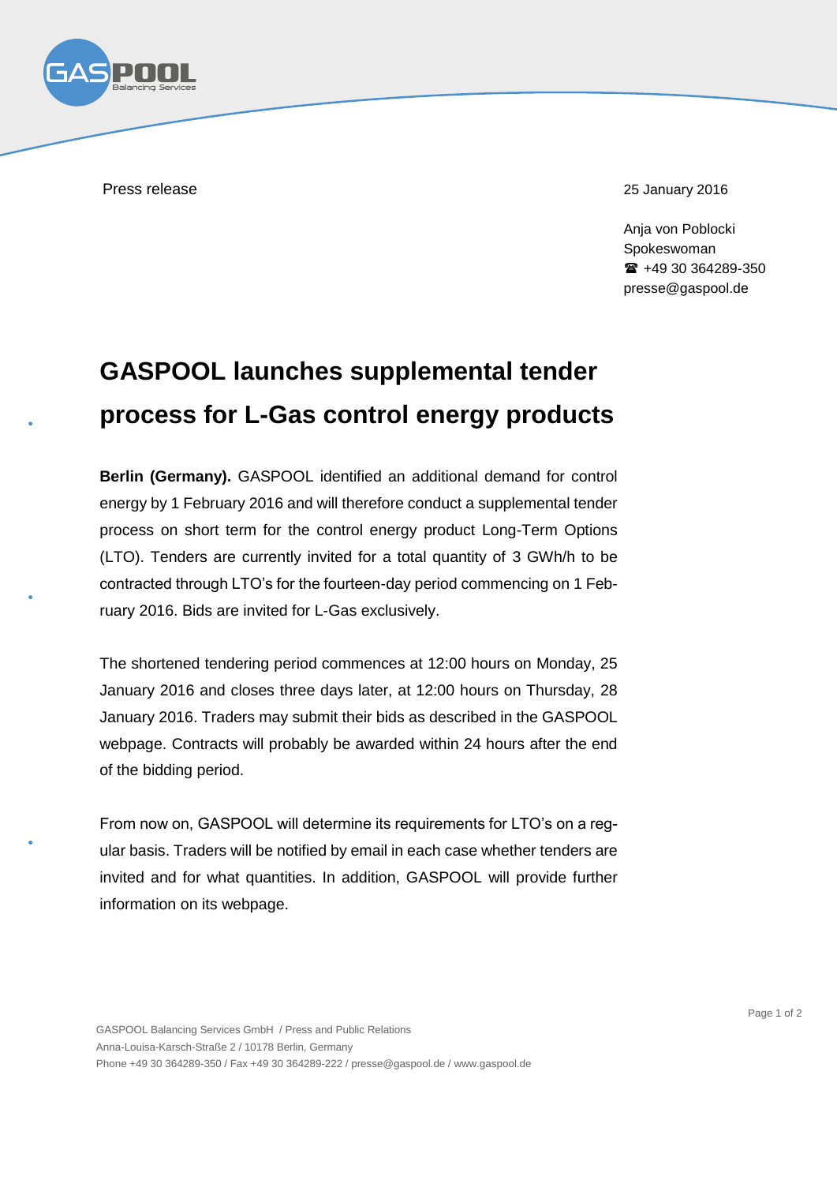Press release

25 January 2016

Anja von Poblocki
Spokeswoman
☎ +49 30 364289-350
presse@gaspool.de

# GASPOOL launches supplemental tender process for L-Gas control energy products

**Berlin (Germany).** GASPOOL identified an additional demand for control energy by 1 February 2016 and will therefore conduct a supplemental tender process on short term for the control energy product Long-Term Options (LTO). Tenders are currently invited for a total quantity of 3 GWh/h to be contracted through LTO's for the fourteen-day period commencing on 1 February 2016. Bids are invited for L-Gas exclusively.

The shortened tendering period commences at 12:00 hours on Monday, 25 January 2016 and closes three days later, at 12:00 hours on Thursday, 28 January 2016. Traders may submit their bids as described in the GASPOOL webpage. Contracts will probably be awarded within 24 hours after the end of the bidding period.

From now on, GASPOOL will determine its requirements for LTO's on a regular basis. Traders will be notified by email in each case whether tenders are invited and for what quantities. In addition, GASPOOL will provide further information on its webpage.

GASPOOL Balancing Services GmbH / Press and Public Relations
Anna-Louisa-Karsch-Straße 2 / 10178 Berlin, Germany
Phone +49 30 364289-350 / Fax +49 30 364289-222 / presse@gaspool.de / www.gaspool.de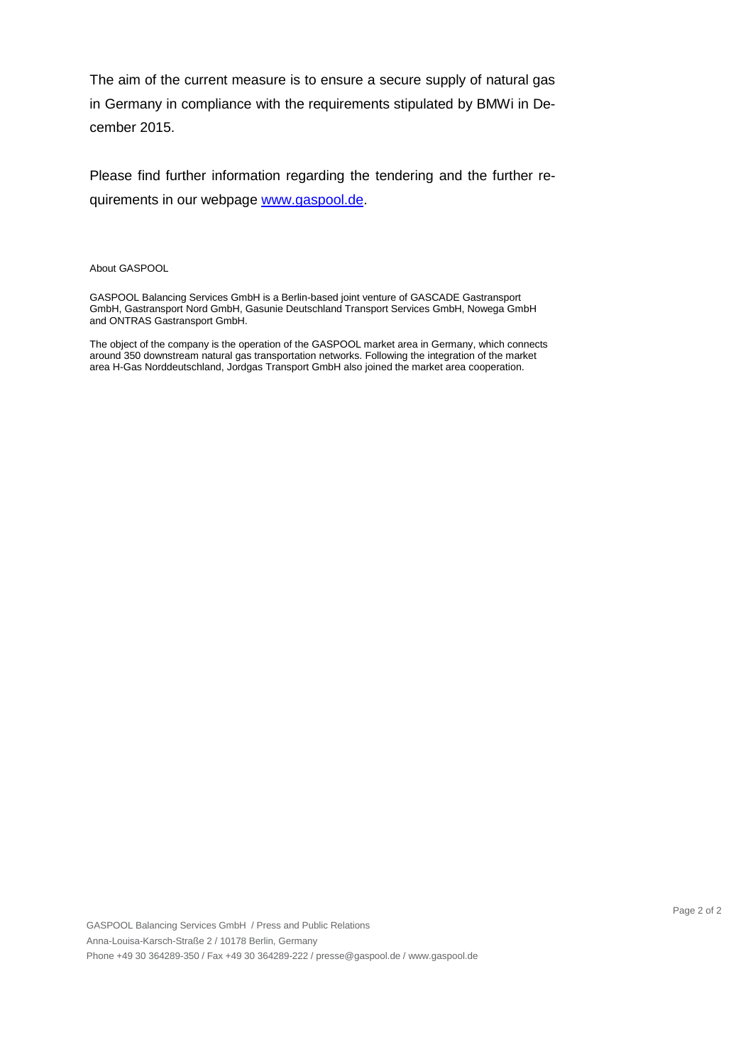The aim of the current measure is to ensure a secure supply of natural gas in Germany in compliance with the requirements stipulated by BMWi in December 2015.

Please find further information regarding the tendering and the further requirements in our webpage [www.gaspool.de](http://www.gaspool.de).

About GASPOOL

GASPOOL Balancing Services GmbH is a Berlin-based joint venture of GASCADE Gastransport GmbH, Gastransport Nord GmbH, Gasunie Deutschland Transport Services GmbH, Nowega GmbH and ONTRAS Gastransport GmbH.

The object of the company is the operation of the GASPOOL market area in Germany, which connects around 350 downstream natural gas transportation networks. Following the integration of the market area H-Gas Norddeutschland, Jordgas Transport GmbH also joined the market area cooperation.

GASPOOL Balancing Services GmbH / Press and Public Relations
Anna-Louisa-Karsch-Straße 2 / 10178 Berlin, Germany
Phone +49 30 364289-350 / Fax +49 30 364289-222 / presse@gaspool.de / www.gaspool.de